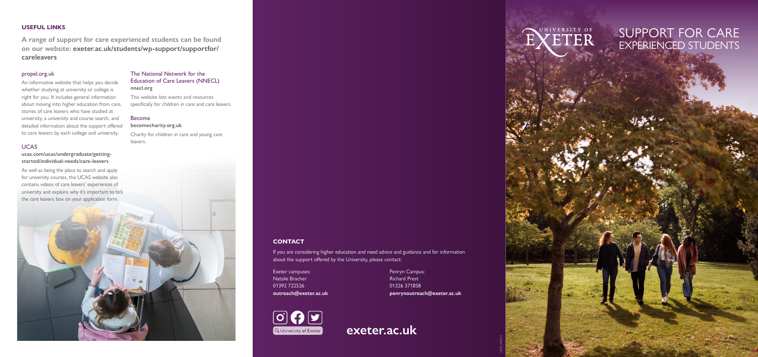# SUPPORT FOR CARE EXPERIENCED STUDENTS

UNIVERSITY OF EXETER

## USEFUL LINKS

**A range of support for care experienced students can be found on our website: exeter.ac.uk/students/wp-support/supportfor/careleavers**

### propel.org.uk

An informative website that helps you decide whether studying at university or college is right for you. It includes general information about moving into higher education from care, stories of care leavers who have studied at university, a university and course search, and detailed information about the support offered to care leavers by each college and university.

### UCAS

**ucas.com/ucas/undergraduate/getting-started/individual-needs/care-leavers**

As well as being the place to search and apply for university courses, the UCAS website also contains videos of care leavers' experiences of university and explains why it's important to tick the care leavers box on your application form.

### The National Network for the Education of Care Leavers (NNECL)

**nnecl.org**

This website lists events and resources specifically for children in care and care leavers.

### Become

**becomecharity.org.uk**

Charity for children in care and young care leavers.

## CONTACT

If you are considering higher education and need advice and guidance and for information about the support offered by the University, please contact:

Exeter campuses:
Natalie Bracher
01392 722526
**outreach@exeter.ac.uk**

Penryn Campus:
Richard Prest
01326 371858
**penrynoutreach@exeter.ac.uk**

University of Exeter

**exeter.ac.uk**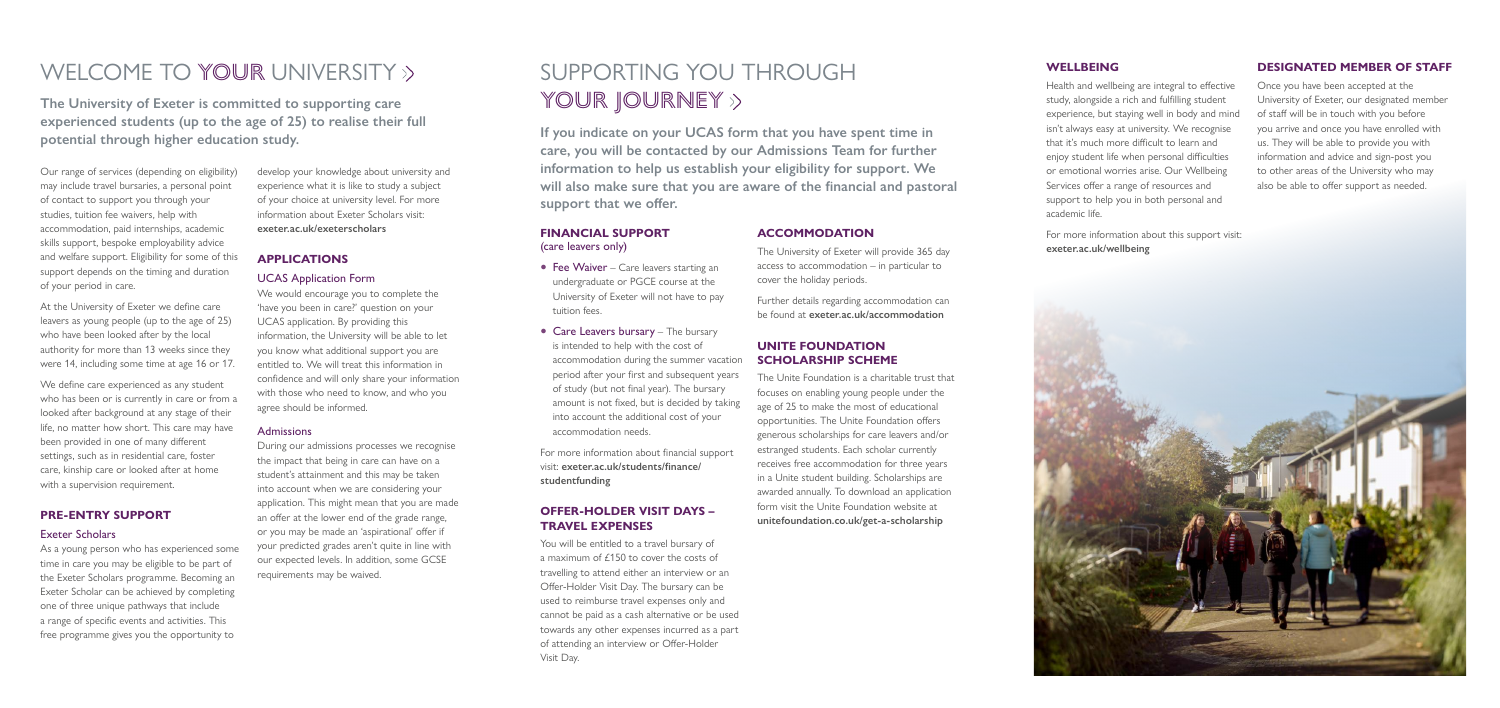# WELCOME TO YOUR UNIVERSITY

**The University of Exeter is committed to supporting care experienced students (up to the age of 25) to realise their full potential through higher education study.**

Our range of services (depending on eligibility) may include travel bursaries, a personal point of contact to support you through your studies, tuition fee waivers, help with accommodation, paid internships, academic skills support, bespoke employability advice and welfare support. Eligibility for some of this support depends on the timing and duration of your period in care.

At the University of Exeter we define care leavers as young people (up to the age of 25) who have been looked after by the local authority for more than 13 weeks since they were 14, including some time at age 16 or 17.

We define care experienced as any student who has been or is currently in care or from a looked after background at any stage of their life, no matter how short. This care may have been provided in one of many different settings, such as in residential care, foster care, kinship care or looked after at home with a supervision requirement.

## PRE-ENTRY SUPPORT

### Exeter Scholars

As a young person who has experienced some time in care you may be eligible to be part of the Exeter Scholars programme. Becoming an Exeter Scholar can be achieved by completing one of three unique pathways that include a range of specific events and activities. This free programme gives you the opportunity to develop your knowledge about university and experience what it is like to study a subject of your choice at university level. For more information about Exeter Scholars visit: **exeter.ac.uk/exeterscholars**

## APPLICATIONS

### UCAS Application Form

We would encourage you to complete the 'have you been in care?' question on your UCAS application. By providing this information, the University will be able to let you know what additional support you are entitled to. We will treat this information in confidence and will only share your information with those who need to know, and who you agree should be informed.

### Admissions

During our admissions processes we recognise the impact that being in care can have on a student's attainment and this may be taken into account when we are considering your application. This might mean that you are made an offer at the lower end of the grade range, or you may be made an 'aspirational' offer if your predicted grades aren't quite in line with our expected levels. In addition, some GCSE requirements may be waived.

# SUPPORTING YOU THROUGH YOUR JOURNEY

**If you indicate on your UCAS form that you have spent time in care, you will be contacted by our Admissions Team for further information to help us establish your eligibility for support. We will also make sure that you are aware of the financial and pastoral support that we offer.**

## FINANCIAL SUPPORT (care leavers only)

- Fee Waiver – Care leavers starting an undergraduate or PGCE course at the University of Exeter will not have to pay tuition fees.
- Care Leavers bursary – The bursary is intended to help with the cost of accommodation during the summer vacation period after your first and subsequent years of study (but not final year). The bursary amount is not fixed, but is decided by taking into account the additional cost of your accommodation needs.

For more information about financial support visit: **exeter.ac.uk/students/finance/studentfunding**

## OFFER-HOLDER VISIT DAYS – TRAVEL EXPENSES

You will be entitled to a travel bursary of a maximum of £150 to cover the costs of travelling to attend either an interview or an Offer-Holder Visit Day. The bursary can be used to reimburse travel expenses only and cannot be paid as a cash alternative or be used towards any other expenses incurred as a part of attending an interview or Offer-Holder Visit Day.

## ACCOMMODATION

The University of Exeter will provide 365 day access to accommodation – in particular to cover the holiday periods.

Further details regarding accommodation can be found at **exeter.ac.uk/accommodation**

## UNITE FOUNDATION SCHOLARSHIP SCHEME

The Unite Foundation is a charitable trust that focuses on enabling young people under the age of 25 to make the most of educational opportunities. The Unite Foundation offers generous scholarships for care leavers and/or estranged students. Each scholar currently receives free accommodation for three years in a Unite student building. Scholarships are awarded annually. To download an application form visit the Unite Foundation website at **unitefoundation.co.uk/get-a-scholarship**

## WELLBEING

Health and wellbeing are integral to effective study, alongside a rich and fulfilling student experience, but staying well in body and mind isn't always easy at university. We recognise that it's much more difficult to learn and enjoy student life when personal difficulties or emotional worries arise. Our Wellbeing Services offer a range of resources and support to help you in both personal and academic life.

For more information about this support visit: **exeter.ac.uk/wellbeing**

## DESIGNATED MEMBER OF STAFF

Once you have been accepted at the University of Exeter, our designated member of staff will be in touch with you before you arrive and once you have enrolled with us. They will be able to provide you with information and advice and sign-post you to other areas of the University who may also be able to offer support as needed.